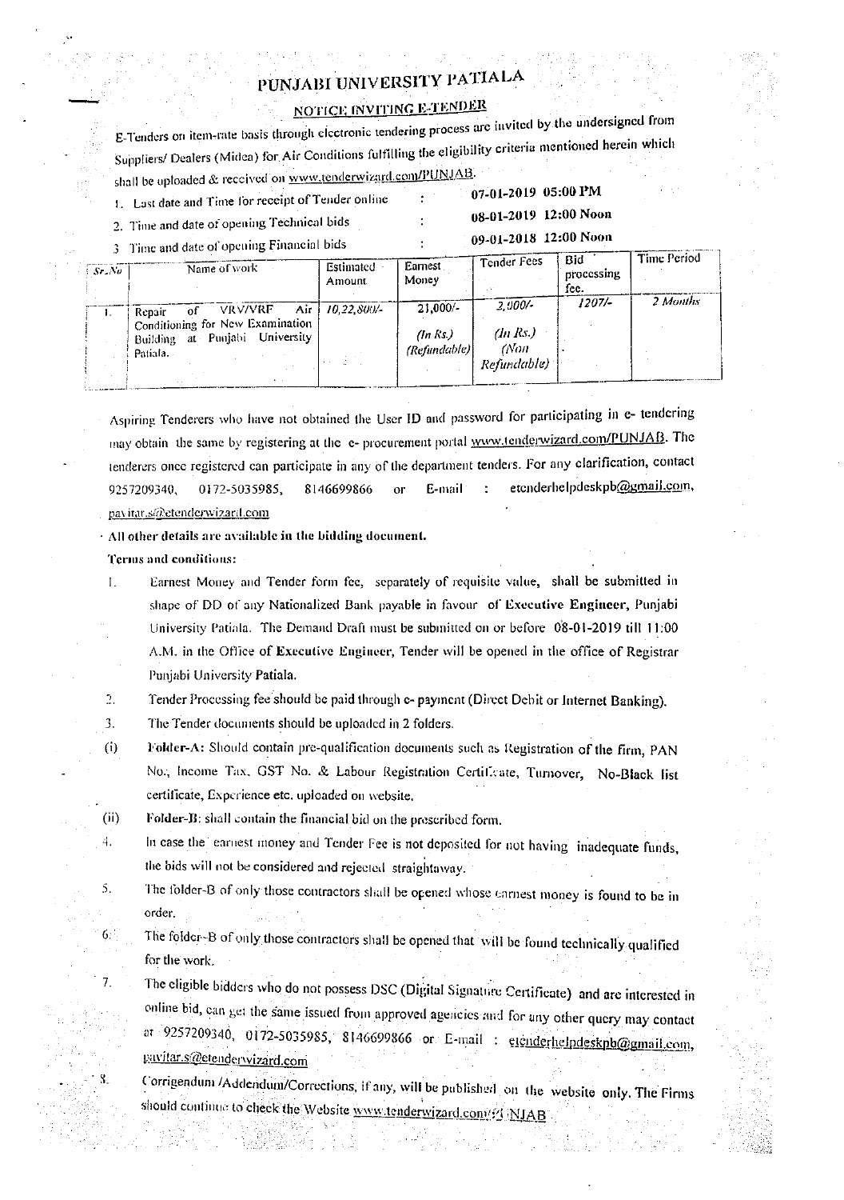# PUNJABI UNIVERSITY PATIALA

## NOTICE INVITING E-TENDER

E-Tenders on item-rate basis through electronic tendering process are invited by the undersigned from Suppliers/ Dealers (Midea) for Air Conditions fulfilling the eligibility criteria mentioned herein which shall be uploaded & received on www.tenderwizard.com/PUNJAB.

1. Last date and Time for receipt of Tender online : 07-01-2019 05:00 PM
2. Time and date of opening Technical bids : 08-01-2019 12:00 Noon
3. Time and date of opening Financial bids : 09-01-2018 12:00 Noon

| Sr.No | Name of work | Estimated Amount | Earnest Money | Tender Fees | Bid processing fee. | Time Period |
|---|---|---|---|---|---|---|
| 1. | Repair of VRV/VRF Air Conditioning for New Examination Building at Punjabi University Patiala. | 10,22,800/- | 21,000/- (In Rs.) (Refundable) | 2,000/- (In Rs.) (Non Refundable) | 1207/- | 2 Months |

Aspiring Tenderers who have not obtained the User ID and password for participating in e- tendering may obtain the same by registering at the e- procurement portal www.tenderwizard.com/PUNJAB. The tenderers once registered can participate in any of the department tenders. For any clarification, contact 9257209340, 0172-5035985, 8146699866 or E-mail : etenderhelpdeskpb@gmail.com, pavitar.s@etenderwizard.com

**All other details are available in the bidding document.**

**Terms and conditions:**

1. Earnest Money and Tender form fee, separately of requisite value, shall be submitted in shape of DD of any Nationalized Bank payable in favour of **Executive Engineer**, Punjabi University Patiala. The Demand Draft must be submitted on or before 08-01-2019 till 11:00 A.M. in the Office of **Executive Engineer**, Tender will be opened in the office of Registrar Punjabi University Patiala.
2. Tender Processing fee should be paid through e- payment (Direct Debit or Internet Banking).
3. The Tender documents should be uploaded in 2 folders.
   (i) **Folder-A:** Should contain pre-qualification documents such as Registration of the firm, PAN No., Income Tax, GST No. & Labour Registration Certificate, Turnover, No-Black list certificate, Experience etc. uploaded on website.
   (ii) **Folder-B:** shall contain the financial bid on the prescribed form.
4. In case the earnest money and Tender Fee is not deposited for not having inadequate funds, the bids will not be considered and rejected straightaway.
5. The folder-B of only those contractors shall be opened whose earnest money is found to be in order.
6. The folder-B of only those contractors shall be opened that will be found technically qualified for the work.
7. The eligible bidders who do not possess DSC (Digital Signature Certificate) and are interested in online bid, can get the same issued from approved agencies and for any other query may contact at 9257209340, 0172-5035985, 8146699866 or E-mail : etenderhelpdeskpb@gmail.com, pavitar.s@etenderwizard.com
8. Corrigendum /Addendum/Corrections, if any, will be published on the website only. The Firms should continue to check the Website www.tenderwizard.com/PUNJAB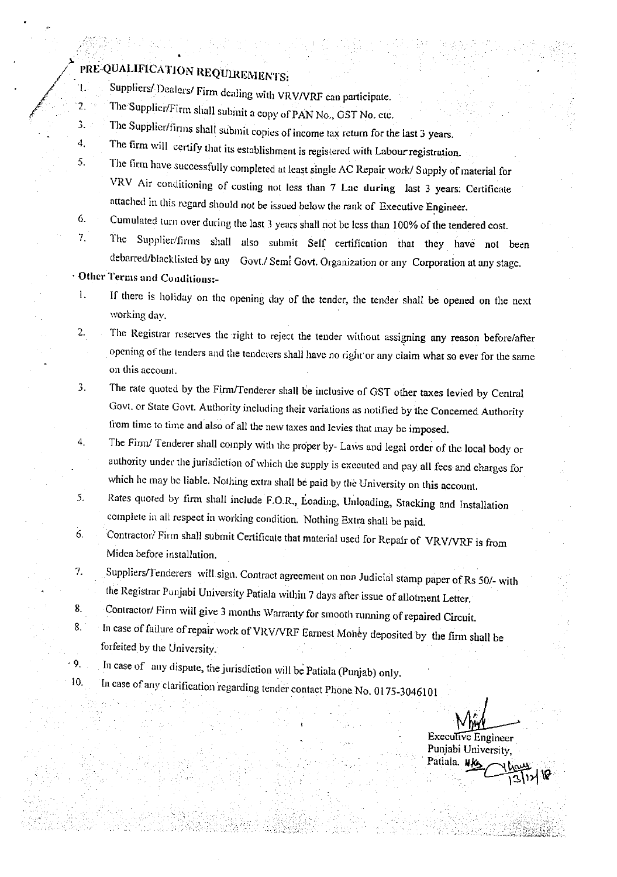## PRE-QUALIFICATION REQUIREMENTS:

1. Suppliers/ Dealers/ Firm dealing with VRV/VRF can participate.
2. The Supplier/Firm shall submit a copy of PAN No., GST No. etc.
3. The Supplier/firms shall submit copies of income tax return for the last 3 years.
4. The firm will certify that its establishment is registered with Labour registration.
5. The firm have successfully completed at least single AC Repair work/ Supply of material for VRV Air conditioning of costing not less than 7 Lac during last 3 years. Certificate attached in this regard should not be issued below the rank of Executive Engineer.
6. Cumulated turn over during the last 3 years shall not be less than 100% of the tendered cost.
7. The Supplier/firms shall also submit Self certification that they have not been debarred/blacklisted by any Govt./ Semi Govt. Organization or any Corporation at any stage.

**Other Terms and Conditions:-**

1. If there is holiday on the opening day of the tender, the tender shall be opened on the next working day.
2. The Registrar reserves the right to reject the tender without assigning any reason before/after opening of the tenders and the tenderers shall have no right or any claim what so ever for the same on this account.
3. The rate quoted by the Firm/Tenderer shall be inclusive of GST other taxes levied by Central Govt. or State Govt. Authority including their variations as notified by the Concerned Authority from time to time and also of all the new taxes and levies that may be imposed.
4. The Firm/ Tenderer shall comply with the proper by- Laws and legal order of the local body or authority under the jurisdiction of which the supply is executed and pay all fees and charges for which he may be liable. Nothing extra shall be paid by the University on this account.
5. Rates quoted by firm shall include F.O.R., Loading, Unloading, Stacking and Installation complete in all respect in working condition. Nothing Extra shall be paid.
6. Contractor/ Firm shall submit Certificate that material used for Repair of VRV/VRF is from Midea before installation.
7. Suppliers/Tenderers will sign. Contract agreement on non Judicial stamp paper of Rs 50/- with the Registrar Punjabi University Patiala within 7 days after issue of allotment Letter.
8. Contractor/ Firm will give 3 months Warranty for smooth running of repaired Circuit.
8. In case of failure of repair work of VRV/VRF Earnest Money deposited by the firm shall be forfeited by the University.
9. In case of any dispute, the jurisdiction will be Patiala (Punjab) only.
10. In case of any clarification regarding tender contact Phone No. 0175-3046101

Executive Engineer
Punjabi University,
Patiala.
13/12/18